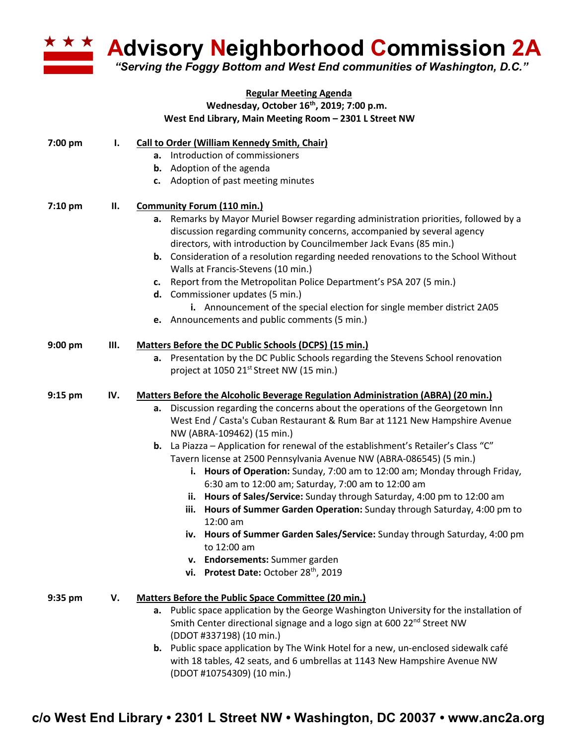# Advisory Neighborhood Commission 2A

*"Serving the Foggy Bottom and West End communities of Washington, D.C."*

**Regular Meeting Agenda**
**Wednesday, October 16th, 2019; 7:00 p.m.**
**West End Library, Main Meeting Room – 2301 L Street NW**

**7:00 pm — I. Call to Order (William Kennedy Smith, Chair)**

- **a.** Introduction of commissioners
- **b.** Adoption of the agenda
- **c.** Adoption of past meeting minutes

**7:10 pm — II. Community Forum (110 min.)**

- **a.** Remarks by Mayor Muriel Bowser regarding administration priorities, followed by a discussion regarding community concerns, accompanied by several agency directors, with introduction by Councilmember Jack Evans (85 min.)
- **b.** Consideration of a resolution regarding needed renovations to the School Without Walls at Francis-Stevens (10 min.)
- **c.** Report from the Metropolitan Police Department's PSA 207 (5 min.)
- **d.** Commissioner updates (5 min.)
  - **i.** Announcement of the special election for single member district 2A05
- **e.** Announcements and public comments (5 min.)

**9:00 pm — III. Matters Before the DC Public Schools (DCPS) (15 min.)**

- **a.** Presentation by the DC Public Schools regarding the Stevens School renovation project at 1050 21st Street NW (15 min.)

**9:15 pm — IV. Matters Before the Alcoholic Beverage Regulation Administration (ABRA) (20 min.)**

- **a.** Discussion regarding the concerns about the operations of the Georgetown Inn West End / Casta's Cuban Restaurant & Rum Bar at 1121 New Hampshire Avenue NW (ABRA-109462) (15 min.)
- **b.** La Piazza – Application for renewal of the establishment's Retailer's Class "C" Tavern license at 2500 Pennsylvania Avenue NW (ABRA-086545) (5 min.)
  - **i. Hours of Operation:** Sunday, 7:00 am to 12:00 am; Monday through Friday, 6:30 am to 12:00 am; Saturday, 7:00 am to 12:00 am
  - **ii. Hours of Sales/Service:** Sunday through Saturday, 4:00 pm to 12:00 am
  - **iii. Hours of Summer Garden Operation:** Sunday through Saturday, 4:00 pm to 12:00 am
  - **iv. Hours of Summer Garden Sales/Service:** Sunday through Saturday, 4:00 pm to 12:00 am
  - **v. Endorsements:** Summer garden
  - **vi. Protest Date:** October 28th, 2019

**9:35 pm — V. Matters Before the Public Space Committee (20 min.)**

- **a.** Public space application by the George Washington University for the installation of Smith Center directional signage and a logo sign at 600 22nd Street NW (DDOT #337198) (10 min.)
- **b.** Public space application by The Wink Hotel for a new, un-enclosed sidewalk café with 18 tables, 42 seats, and 6 umbrellas at 1143 New Hampshire Avenue NW (DDOT #10754309) (10 min.)

c/o West End Library • 2301 L Street NW • Washington, DC 20037 • www.anc2a.org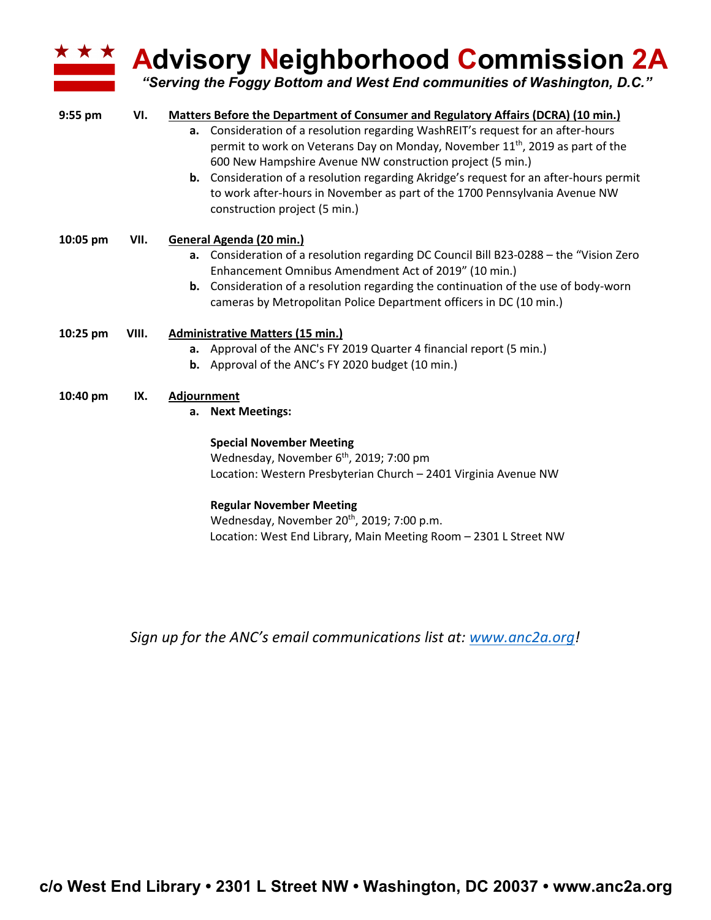# Advisory Neighborhood Commission 2A

*"Serving the Foggy Bottom and West End communities of Washington, D.C."*

**9:55 pm** **VI.** **Matters Before the Department of Consumer and Regulatory Affairs (DCRA) (10 min.)**

- **a.** Consideration of a resolution regarding WashREIT's request for an after-hours permit to work on Veterans Day on Monday, November 11th, 2019 as part of the 600 New Hampshire Avenue NW construction project (5 min.)
- **b.** Consideration of a resolution regarding Akridge's request for an after-hours permit to work after-hours in November as part of the 1700 Pennsylvania Avenue NW construction project (5 min.)

**10:05 pm** **VII.** **General Agenda (20 min.)**

- **a.** Consideration of a resolution regarding DC Council Bill B23-0288 – the "Vision Zero Enhancement Omnibus Amendment Act of 2019" (10 min.)
- **b.** Consideration of a resolution regarding the continuation of the use of body-worn cameras by Metropolitan Police Department officers in DC (10 min.)

**10:25 pm** **VIII.** **Administrative Matters (15 min.)**

- **a.** Approval of the ANC's FY 2019 Quarter 4 financial report (5 min.)
- **b.** Approval of the ANC's FY 2020 budget (10 min.)

**10:40 pm** **IX.** **Adjournment**

- **a.** **Next Meetings:**

  **Special November Meeting**
  Wednesday, November 6th, 2019; 7:00 pm
  Location: Western Presbyterian Church – 2401 Virginia Avenue NW

  **Regular November Meeting**
  Wednesday, November 20th, 2019; 7:00 p.m.
  Location: West End Library, Main Meeting Room – 2301 L Street NW

*Sign up for the ANC's email communications list at: [www.anc2a.org](http://www.anc2a.org)!*

**c/o West End Library • 2301 L Street NW • Washington, DC 20037 • www.anc2a.org**